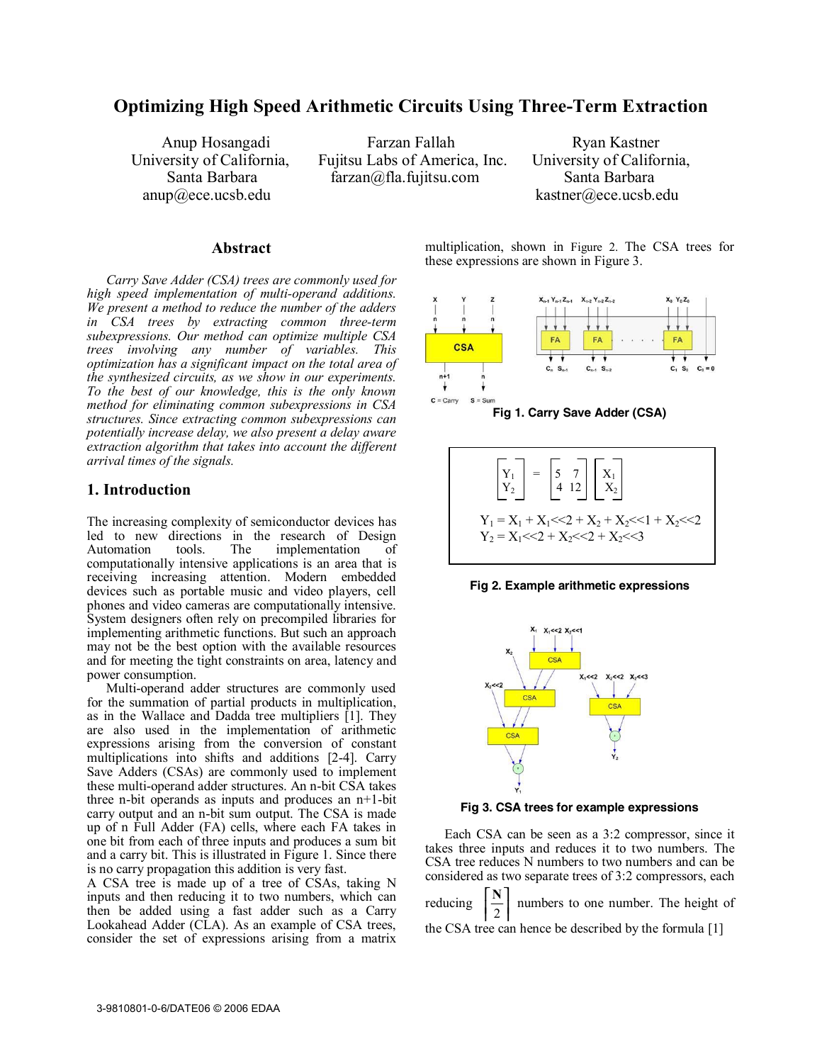# Optimizing High Speed Arithmetic Circuits Using Three-Term Extraction

Anup Hosangadi
University of California, Santa Barbara
anup@ece.ucsb.edu

Farzan Fallah
Fujitsu Labs of America, Inc.
farzan@fla.fujitsu.com

Ryan Kastner
University of California, Santa Barbara
kastner@ece.ucsb.edu

## Abstract

*Carry Save Adder (CSA) trees are commonly used for high speed implementation of multi-operand additions. We present a method to reduce the number of the adders in CSA trees by extracting common three-term subexpressions. Our method can optimize multiple CSA trees involving any number of variables. This optimization has a significant impact on the total area of the synthesized circuits, as we show in our experiments. To the best of our knowledge, this is the only known method for eliminating common subexpressions in CSA structures. Since extracting common subexpressions can potentially increase delay, we also present a delay aware extraction algorithm that takes into account the different arrival times of the signals.*

## 1. Introduction

The increasing complexity of semiconductor devices has led to new directions in the research of Design Automation tools. The implementation of computationally intensive applications is an area that is receiving increasing attention. Modern embedded devices such as portable music and video players, cell phones and video cameras are computationally intensive. System designers often rely on precompiled libraries for implementing arithmetic functions. But such an approach may not be the best option with the available resources and for meeting the tight constraints on area, latency and power consumption.

Multi-operand adder structures are commonly used for the summation of partial products in multiplication, as in the Wallace and Dadda tree multipliers [1]. They are also used in the implementation of arithmetic expressions arising from the conversion of constant multiplications into shifts and additions [2-4]. Carry Save Adders (CSAs) are commonly used to implement these multi-operand adder structures. An n-bit CSA takes three n-bit operands as inputs and produces an n+1-bit carry output and an n-bit sum output. The CSA is made up of n Full Adder (FA) cells, where each FA takes in one bit from each of three inputs and produces a sum bit and a carry bit. This is illustrated in Figure 1. Since there is no carry propagation this addition is very fast.

A CSA tree is made up of a tree of CSAs, taking N inputs and then reducing it to two numbers, which can then be added using a fast adder such as a Carry Lookahead Adder (CLA). As an example of CSA trees, consider the set of expressions arising from a matrix multiplication, shown in Figure 2. The CSA trees for these expressions are shown in Figure 3.

X Y Z
n n n
CSA
n+1 n
C = Carry S = Sum

$X_{n-1}$ $Y_{n-1}$ $Z_{n-1}$ $X_{n-2}$ $Y_{n-2}$ $Z_{n-2}$ $X_0$ $Y_0$ $Z_0$
FA FA . . . . . FA
$C_n$ $S_{n-1}$ $C_{n-1}$ $S_{n-2}$ $C_1$ $S_0$ $C_0 = 0$

**Fig 1. Carry Save Adder (CSA)**

$$\begin{bmatrix} Y_1 \\ Y_2 \end{bmatrix} = \begin{bmatrix} 5 & 7 \\ 4 & 12 \end{bmatrix} \begin{bmatrix} X_1 \\ X_2 \end{bmatrix}$$

$$Y_1 = X_1 + X_1{<<}2 + X_2 + X_2{<<}1 + X_2{<<}2$$
$$Y_2 = X_1{<<}2 + X_2{<<}2 + X_2{<<}3$$

**Fig 2. Example arithmetic expressions**

$X_1$ $X_1{<<}2$ $X_2{<<}1$
$X_2$
CSA
$X_2{<<}2$
CSA
CSA
+
$Y_1$
$X_1{<<}2$ $X_2{<<}2$ $X_2{<<}3$
CSA
+
$Y_2$

**Fig 3. CSA trees for example expressions**

Each CSA can be seen as a 3:2 compressor, since it takes three inputs and reduces it to two numbers. The CSA tree reduces N numbers to two numbers and can be considered as two separate trees of 3:2 compressors, each reducing $\left\lceil \frac{N}{2} \right\rceil$ numbers to one number. The height of the CSA tree can hence be described by the formula [1]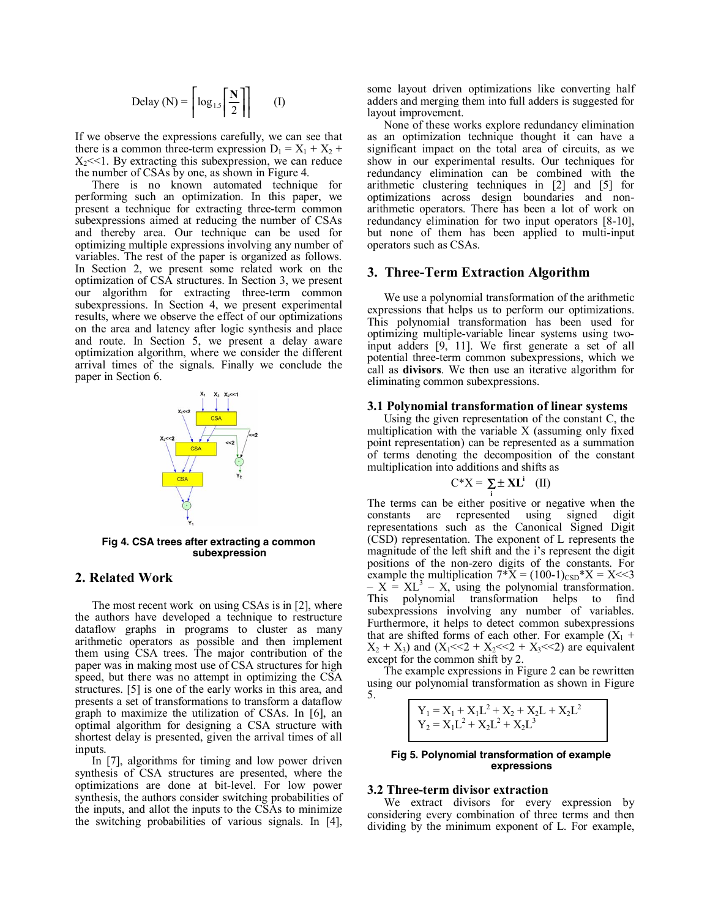$$\text{Delay (N)} = \left\lceil \log_{1.5} \left\lceil \frac{N}{2} \right\rceil \right\rceil \qquad (I)$$

If we observe the expressions carefully, we can see that there is a common three-term expression $D_1 = X_1 + X_2 + X_2{<<}1$. By extracting this subexpression, we can reduce the number of CSAs by one, as shown in Figure 4.

There is no known automated technique for performing such an optimization. In this paper, we present a technique for extracting three-term common subexpressions aimed at reducing the number of CSAs and thereby area. Our technique can be used for optimizing multiple expressions involving any number of variables. The rest of the paper is organized as follows. In Section 2, we present some related work on the optimization of CSA structures. In Section 3, we present our algorithm for extracting three-term common subexpressions. In Section 4, we present experimental results, where we observe the effect of our optimizations on the area and latency after logic synthesis and place and route. In Section 5, we present a delay aware optimization algorithm, where we consider the different arrival times of the signals. Finally we conclude the paper in Section 6.

**Fig 4. CSA trees after extracting a common subexpression**

## 2. Related Work

The most recent work on using CSAs is in [2], where the authors have developed a technique to restructure dataflow graphs in programs to cluster as many arithmetic operators as possible and then implement them using CSA trees. The major contribution of the paper was in making most use of CSA structures for high speed, but there was no attempt in optimizing the CSA structures. [5] is one of the early works in this area, and presents a set of transformations to transform a dataflow graph to maximize the utilization of CSAs. In [6], an optimal algorithm for designing a CSA structure with shortest delay is presented, given the arrival times of all inputs.

In [7], algorithms for timing and low power driven synthesis of CSA structures are presented, where the optimizations are done at bit-level. For low power synthesis, the authors consider switching probabilities of the inputs, and allot the inputs to the CSAs to minimize the switching probabilities of various signals. In [4], some layout driven optimizations like converting half adders and merging them into full adders is suggested for layout improvement.

None of these works explore redundancy elimination as an optimization technique thought it can have a significant impact on the total area of circuits, as we show in our experimental results. Our techniques for redundancy elimination can be combined with the arithmetic clustering techniques in [2] and [5] for optimizations across design boundaries and non-arithmetic operators. There has been a lot of work on redundancy elimination for two input operators [8-10], but none of them has been applied to multi-input operators such as CSAs.

## 3. Three-Term Extraction Algorithm

We use a polynomial transformation of the arithmetic expressions that helps us to perform our optimizations. This polynomial transformation has been used for optimizing multiple-variable linear systems using two-input adders [9, 11]. We first generate a set of all potential three-term common subexpressions, which we call as **divisors**. We then use an iterative algorithm for eliminating common subexpressions.

### 3.1 Polynomial transformation of linear systems

Using the given representation of the constant C, the multiplication with the variable X (assuming only fixed point representation) can be represented as a summation of terms denoting the decomposition of the constant multiplication into additions and shifts as

$$C*X = \sum_i \pm XL^i \quad (II)$$

The terms can be either positive or negative when the constants are represented using signed digit representations such as the Canonical Signed Digit (CSD) representation. The exponent of L represents the magnitude of the left shift and the i's represent the digit positions of the non-zero digits of the constants. For example the multiplication $7*X = (100\text{-}1)_{CSD}*X = X{<<}3 - X = XL^3 - X$, using the polynomial transformation. This polynomial transformation helps to find subexpressions involving any number of variables. Furthermore, it helps to detect common subexpressions that are shifted forms of each other. For example $(X_1 + X_2 + X_3)$ and $(X_1{<<}2 + X_2{<<}2 + X_3{<<}2)$ are equivalent except for the common shift by 2.

The example expressions in Figure 2 can be rewritten using our polynomial transformation as shown in Figure 5.

$$Y_1 = X_1 + X_1L^2 + X_2 + X_2L + X_2L^2$$
$$Y_2 = X_1L^2 + X_2L^2 + X_2L^3$$

**Fig 5. Polynomial transformation of example expressions**

### 3.2 Three-term divisor extraction

We extract divisors for every expression by considering every combination of three terms and then dividing by the minimum exponent of L. For example,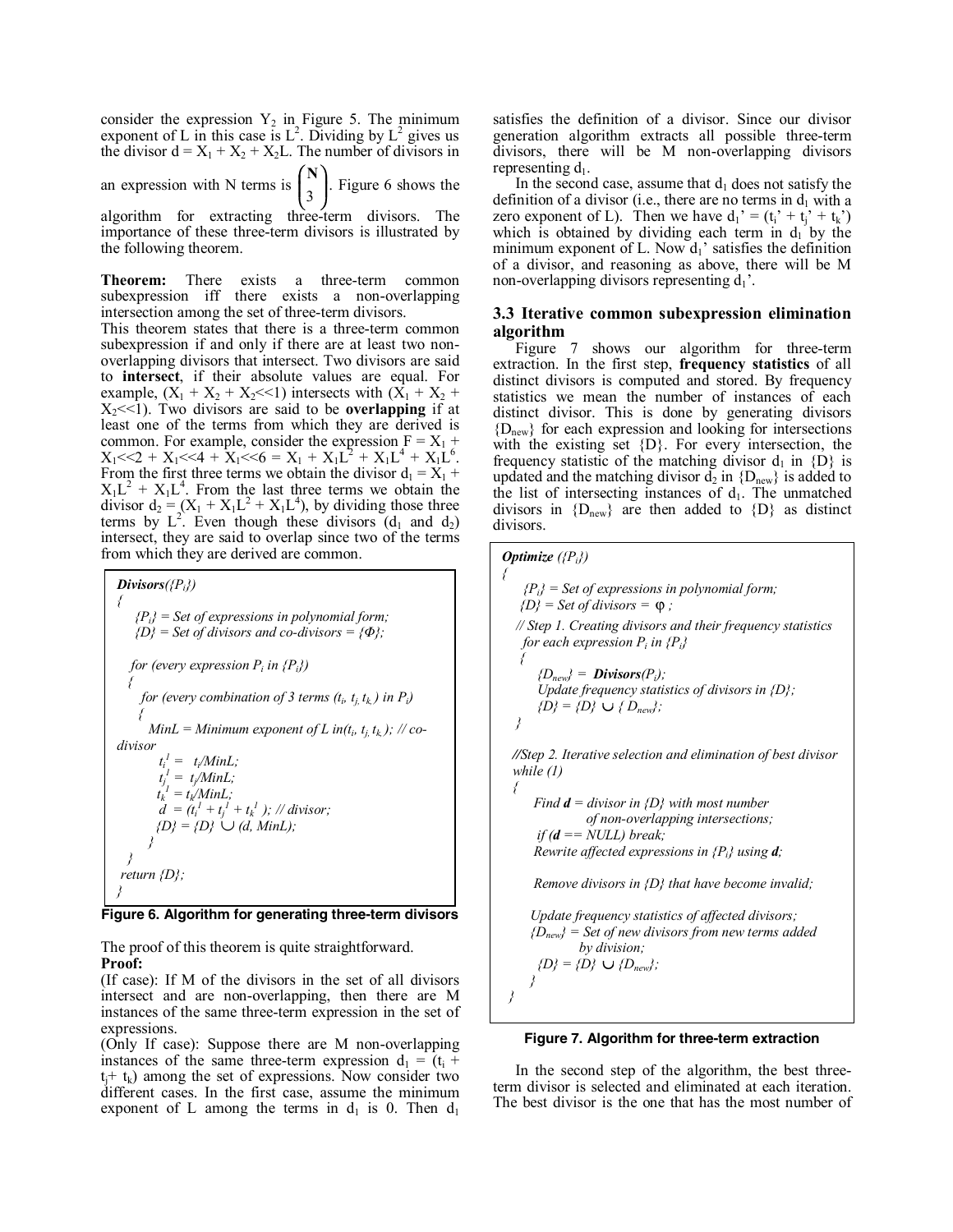consider the expression $Y_2$ in Figure 5. The minimum exponent of L in this case is $L^2$. Dividing by $L^2$ gives us the divisor $d = X_1 + X_2 + X_2L$. The number of divisors in an expression with N terms is $\binom{N}{3}$. Figure 6 shows the algorithm for extracting three-term divisors. The importance of these three-term divisors is illustrated by the following theorem.

**Theorem:** There exists a three-term common subexpression iff there exists a non-overlapping intersection among the set of three-term divisors.

This theorem states that there is a three-term common subexpression if and only if there are at least two non-overlapping divisors that intersect. Two divisors are said to **intersect**, if their absolute values are equal. For example, $(X_1 + X_2 + X_2{<<}1)$ intersects with $(X_1 + X_2 + X_2{<<}1)$. Two divisors are said to be **overlapping** if at least one of the terms from which they are derived is common. For example, consider the expression $F = X_1 + X_1{<<}2 + X_1{<<}4 + X_1{<<}6 = X_1 + X_1L^2 + X_1L^4 + X_1L^6$. From the first three terms we obtain the divisor $d_1 = X_1 + X_1L^2 + X_1L^4$. From the last three terms we obtain the divisor $d_2 = (X_1 + X_1L^2 + X_1L^4)$, by dividing those three terms by $L^2$. Even though these divisors ($d_1$ and $d_2$) intersect, they are said to overlap since two of the terms from which they are derived are common.

```
Divisors({Pi})
{
    {Pi} = Set of expressions in polynomial form;
    {D} = Set of divisors and co-divisors = {Φ};

   for (every expression Pi in {Pi})
   {
      for (every combination of 3 terms (ti, tj, tk ) in Pi)
      {
         MinL = Minimum exponent of L in(ti, tj, tk ); // co-divisor
          ti^1 =  ti/MinL;
          tj^1 = tj/MinL;
          tk^1 = tk/MinL;
          d = (ti^1 + tj^1 + tk^1 ); // divisor;
          {D} = {D} ∪ (d, MinL);
        }
   }
  return {D};
}
```

**Figure 6. Algorithm for generating three-term divisors**

The proof of this theorem is quite straightforward.

**Proof:**

(If case): If M of the divisors in the set of all divisors intersect and are non-overlapping, then there are M instances of the same three-term expression in the set of expressions.

(Only If case): Suppose there are M non-overlapping instances of the same three-term expression $d_1 = (t_i + t_j + t_k)$ among the set of expressions. Now consider two different cases. In the first case, assume the minimum exponent of L among the terms in $d_1$ is 0. Then $d_1$ satisfies the definition of a divisor. Since our divisor generation algorithm extracts all possible three-term divisors, there will be M non-overlapping divisors representing $d_1$.

In the second case, assume that $d_1$ does not satisfy the definition of a divisor (i.e., there are no terms in $d_1$ with a zero exponent of L). Then we have $d_1' = (t_i' + t_j' + t_k')$ which is obtained by dividing each term in $d_1$ by the minimum exponent of L. Now $d_1'$ satisfies the definition of a divisor, and reasoning as above, there will be M non-overlapping divisors representing $d_1'$.

### 3.3 Iterative common subexpression elimination algorithm

Figure 7 shows our algorithm for three-term extraction. In the first step, **frequency statistics** of all distinct divisors is computed and stored. By frequency statistics we mean the number of instances of each distinct divisor. This is done by generating divisors $\{D_{new}\}$ for each expression and looking for intersections with the existing set $\{D\}$. For every intersection, the frequency statistic of the matching divisor $d_1$ in $\{D\}$ is updated and the matching divisor $d_2$ in $\{D_{new}\}$ is added to the list of intersecting instances of $d_1$. The unmatched divisors in $\{D_{new}\}$ are then added to $\{D\}$ as distinct divisors.

```
Optimize ({Pi})
{
    {Pi} = Set of expressions in polynomial form;
   {D} = Set of divisors = φ ;
   // Step 1. Creating divisors and their frequency statistics
    for each expression Pi in {Pi}
    {
       {Dnew} = Divisors(Pi);
       Update frequency statistics of divisors in {D};
       {D} = {D} ∪ { Dnew};
    }

   //Step 2. Iterative selection and elimination of best divisor
   while (1)
   {
       Find d = divisor in {D} with most number
                 of non-overlapping intersections;
        if (d == NULL) break;
       Rewrite affected expressions in {Pi} using d;

       Remove divisors in {D} that have become invalid;

      Update frequency statistics of affected divisors;
      {Dnew} = Set of new divisors from new terms added
                by division;
       {D} = {D} ∪ {Dnew};
    }
}
```

**Figure 7. Algorithm for three-term extraction**

In the second step of the algorithm, the best three-term divisor is selected and eliminated at each iteration. The best divisor is the one that has the most number of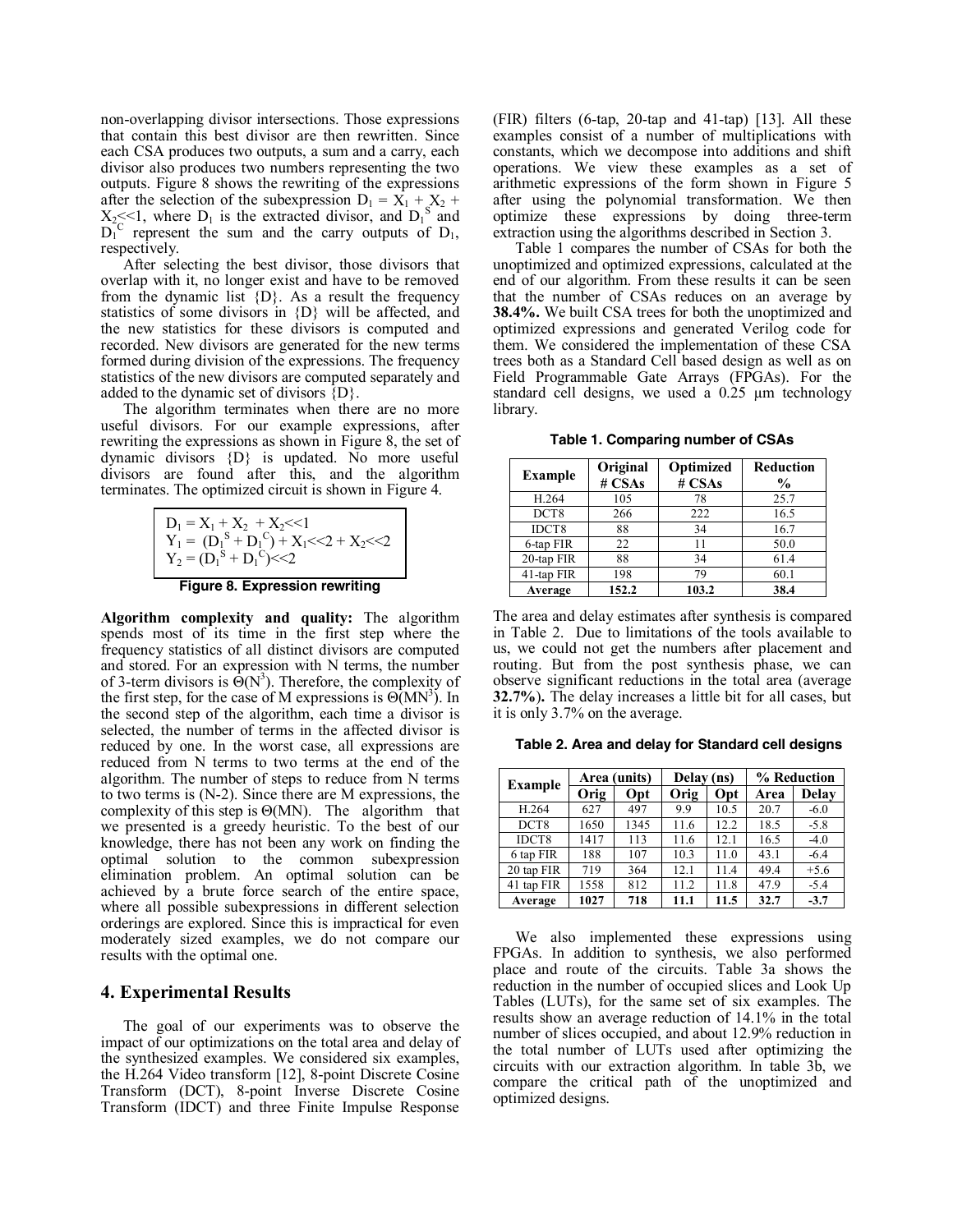non-overlapping divisor intersections. Those expressions that contain this best divisor are then rewritten. Since each CSA produces two outputs, a sum and a carry, each divisor also produces two numbers representing the two outputs. Figure 8 shows the rewriting of the expressions after the selection of the subexpression $D_1 = X_1 + X_2 + X_2{<<}1$, where $D_1$ is the extracted divisor, and $D_1^S$ and $D_1^C$ represent the sum and the carry outputs of $D_1$, respectively.

After selecting the best divisor, those divisors that overlap with it, no longer exist and have to be removed from the dynamic list {D}. As a result the frequency statistics of some divisors in {D} will be affected, and the new statistics for these divisors is computed and recorded. New divisors are generated for the new terms formed during division of the expressions. The frequency statistics of the new divisors are computed separately and added to the dynamic set of divisors {D}.

The algorithm terminates when there are no more useful divisors. For our example expressions, after rewriting the expressions as shown in Figure 8, the set of dynamic divisors {D} is updated. No more useful divisors are found after this, and the algorithm terminates. The optimized circuit is shown in Figure 4.

$$D_1 = X_1 + X_2 + X_2{<<}1$$
$$Y_1 = (D_1^S + D_1^C) + X_1{<<}2 + X_2{<<}2$$
$$Y_2 = (D_1^S + D_1^C){<<}2$$

**Figure 8. Expression rewriting**

**Algorithm complexity and quality:** The algorithm spends most of its time in the first step where the frequency statistics of all distinct divisors are computed and stored. For an expression with N terms, the number of 3-term divisors is $\Theta(N^3)$. Therefore, the complexity of the first step, for the case of M expressions is $\Theta(MN^3)$. In the second step of the algorithm, each time a divisor is selected, the number of terms in the affected divisor is reduced by one. In the worst case, all expressions are reduced from N terms to two terms at the end of the algorithm. The number of steps to reduce from N terms to two terms is (N-2). Since there are M expressions, the complexity of this step is $\Theta(MN)$. The algorithm that we presented is a greedy heuristic. To the best of our knowledge, there has not been any work on finding the optimal solution to the common subexpression elimination problem. An optimal solution can be achieved by a brute force search of the entire space, where all possible subexpressions in different selection orderings are explored. Since this is impractical for even moderately sized examples, we do not compare our results with the optimal one.

## 4. Experimental Results

The goal of our experiments was to observe the impact of our optimizations on the total area and delay of the synthesized examples. We considered six examples, the H.264 Video transform [12], 8-point Discrete Cosine Transform (DCT), 8-point Inverse Discrete Cosine Transform (IDCT) and three Finite Impulse Response (FIR) filters (6-tap, 20-tap and 41-tap) [13]. All these examples consist of a number of multiplications with constants, which we decompose into additions and shift operations. We view these examples as a set of arithmetic expressions of the form shown in Figure 5 after using the polynomial transformation. We then optimize these expressions by doing three-term extraction using the algorithms described in Section 3.

Table 1 compares the number of CSAs for both the unoptimized and optimized expressions, calculated at the end of our algorithm. From these results it can be seen that the number of CSAs reduces on an average by **38.4%.** We built CSA trees for both the unoptimized and optimized expressions and generated Verilog code for them. We considered the implementation of these CSA trees both as a Standard Cell based design as well as on Field Programmable Gate Arrays (FPGAs). For the standard cell designs, we used a 0.25 μm technology library.

**Table 1. Comparing number of CSAs**

| Example | Original # CSAs | Optimized # CSAs | Reduction % |
|---|---|---|---|
| H.264 | 105 | 78 | 25.7 |
| DCT8 | 266 | 222 | 16.5 |
| IDCT8 | 88 | 34 | 16.7 |
| 6-tap FIR | 22 | 11 | 50.0 |
| 20-tap FIR | 88 | 34 | 61.4 |
| 41-tap FIR | 198 | 79 | 60.1 |
| **Average** | **152.2** | **103.2** | **38.4** |

The area and delay estimates after synthesis is compared in Table 2. Due to limitations of the tools available to us, we could not get the numbers after placement and routing. But from the post synthesis phase, we can observe significant reductions in the total area (average **32.7%).** The delay increases a little bit for all cases, but it is only 3.7% on the average.

**Table 2. Area and delay for Standard cell designs**

| Example | Area (units) | | Delay (ns) | | % Reduction | |
|---|---|---|---|---|---|---|
| | Orig | Opt | Orig | Opt | Area | Delay |
| H.264 | 627 | 497 | 9.9 | 10.5 | 20.7 | -6.0 |
| DCT8 | 1650 | 1345 | 11.6 | 12.2 | 18.5 | -5.8 |
| IDCT8 | 1417 | 113 | 11.6 | 12.1 | 16.5 | -4.0 |
| 6 tap FIR | 188 | 107 | 10.3 | 11.0 | 43.1 | -6.4 |
| 20 tap FIR | 719 | 364 | 12.1 | 11.4 | 49.4 | +5.6 |
| 41 tap FIR | 1558 | 812 | 11.2 | 11.8 | 47.9 | -5.4 |
| **Average** | **1027** | **718** | **11.1** | **11.5** | **32.7** | **-3.7** |

We also implemented these expressions using FPGAs. In addition to synthesis, we also performed place and route of the circuits. Table 3a shows the reduction in the number of occupied slices and Look Up Tables (LUTs), for the same set of six examples. The results show an average reduction of 14.1% in the total number of slices occupied, and about 12.9% reduction in the total number of LUTs used after optimizing the circuits with our extraction algorithm. In table 3b, we compare the critical path of the unoptimized and optimized designs.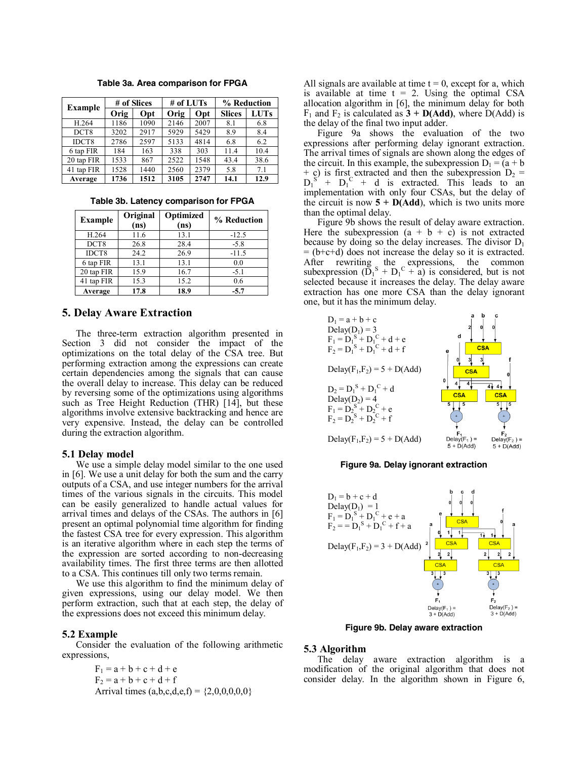**Table 3a. Area comparison for FPGA**

| Example | # of Slices | | # of LUTs | | % Reduction | |
|---|---|---|---|---|---|---|
| | Orig | Opt | Orig | Opt | Slices | LUTs |
| H.264 | 1186 | 1090 | 2146 | 2007 | 8.1 | 6.8 |
| DCT8 | 3202 | 2917 | 5929 | 5429 | 8.9 | 8.4 |
| IDCT8 | 2786 | 2597 | 5133 | 4814 | 6.8 | 6.2 |
| 6 tap FIR | 184 | 163 | 338 | 303 | 11.4 | 10.4 |
| 20 tap FIR | 1533 | 867 | 2522 | 1548 | 43.4 | 38.6 |
| 41 tap FIR | 1528 | 1440 | 2560 | 2379 | 5.8 | 7.1 |
| **Average** | **1736** | **1512** | **3105** | **2747** | **14.1** | **12.9** |

**Table 3b. Latency comparison for FPGA**

| Example | Original (ns) | Optimized (ns) | % Reduction |
|---|---|---|---|
| H.264 | 11.6 | 13.1 | -12.5 |
| DCT8 | 26.8 | 28.4 | -5.8 |
| IDCT8 | 24.2 | 26.9 | -11.5 |
| 6 tap FIR | 13.1 | 13.1 | 0.0 |
| 20 tap FIR | 15.9 | 16.7 | -5.1 |
| 41 tap FIR | 15.3 | 15.2 | 0.6 |
| **Average** | **17.8** | **18.9** | **-5.7** |

## 5. Delay Aware Extraction

The three-term extraction algorithm presented in Section 3 did not consider the impact of the optimizations on the total delay of the CSA tree. But performing extraction among the expressions can create certain dependencies among the signals that can cause the overall delay to increase. This delay can be reduced by reversing some of the optimizations using algorithms such as Tree Height Reduction (THR) [14], but these algorithms involve extensive backtracking and hence are very expensive. Instead, the delay can be controlled during the extraction algorithm.

### 5.1 Delay model

We use a simple delay model similar to the one used in [6]. We use a unit delay for both the sum and the carry outputs of a CSA, and use integer numbers for the arrival times of the various signals in the circuits. This model can be easily generalized to handle actual values for arrival times and delays of the CSAs. The authors in [6] present an optimal polynomial time algorithm for finding the fastest CSA tree for every expression. This algorithm is an iterative algorithm where in each step the terms of the expression are sorted according to non-decreasing availability times. The first three terms are then allotted to a CSA. This continues till only two terms remain.

We use this algorithm to find the minimum delay of given expressions, using our delay model. We then perform extraction, such that at each step, the delay of the expressions does not exceed this minimum delay.

### 5.2 Example

Consider the evaluation of the following arithmetic expressions,

$$F_1 = a + b + c + d + e$$
$$F_2 = a + b + c + d + f$$
Arrival times (a,b,c,d,e,f) = {2,0,0,0,0,0}

All signals are available at time t = 0, except for a, which is available at time t = 2. Using the optimal CSA allocation algorithm in [6], the minimum delay for both $F_1$ and $F_2$ is calculated as **3 + D(Add)**, where D(Add) is the delay of the final two input adder.

Figure 9a shows the evaluation of the two expressions after performing delay ignorant extraction. The arrival times of signals are shown along the edges of the circuit. In this example, the subexpression $D_1 = (a + b + c)$ is first extracted and then the subexpression $D_2 = D_1^S + D_1^C + d$ is extracted. This leads to an implementation with only four CSAs, but the delay of the circuit is now **5 + D(Add)**, which is two units more than the optimal delay.

Figure 9b shows the result of delay aware extraction. Here the subexpression (a + b + c) is not extracted because by doing so the delay increases. The divisor $D_1 = (b+c+d)$ does not increase the delay so it is extracted. After rewriting the expressions, the common subexpression $(D_1^S + D_1^C + a)$ is considered, but is not selected because it increases the delay. The delay aware extraction has one more CSA than the delay ignorant one, but it has the minimum delay.

$D_1 = a + b + c$
Delay($D_1$) = 3
$F_1 = D_1^S + D_1^C + d + e$
$F_2 = D_1^S + D_1^C + d + f$

Delay($F_1$,$F_2$) = 5 + D(Add)

$D_2 = D_1^S + D_1^C + d$
Delay($D_2$) = 4
$F_1 = D_2^S + D_2^C + e$
$F_2 = D_2^S + D_2^C + f$

Delay($F_1$,$F_2$) = 5 + D(Add)

**Figure 9a. Delay ignorant extraction**

$D_1 = b + c + d$
Delay($D_1$) = 1
$F_1 = D_1^S + D_1^C + e + a$
$F_2 = = D_1^S + D_1^C + f + a$

Delay($F_1$,$F_2$) = 3 + D(Add)

**Figure 9b. Delay aware extraction**

### 5.3 Algorithm

The delay aware extraction algorithm is a modification of the original algorithm that does not consider delay. In the algorithm shown in Figure 6,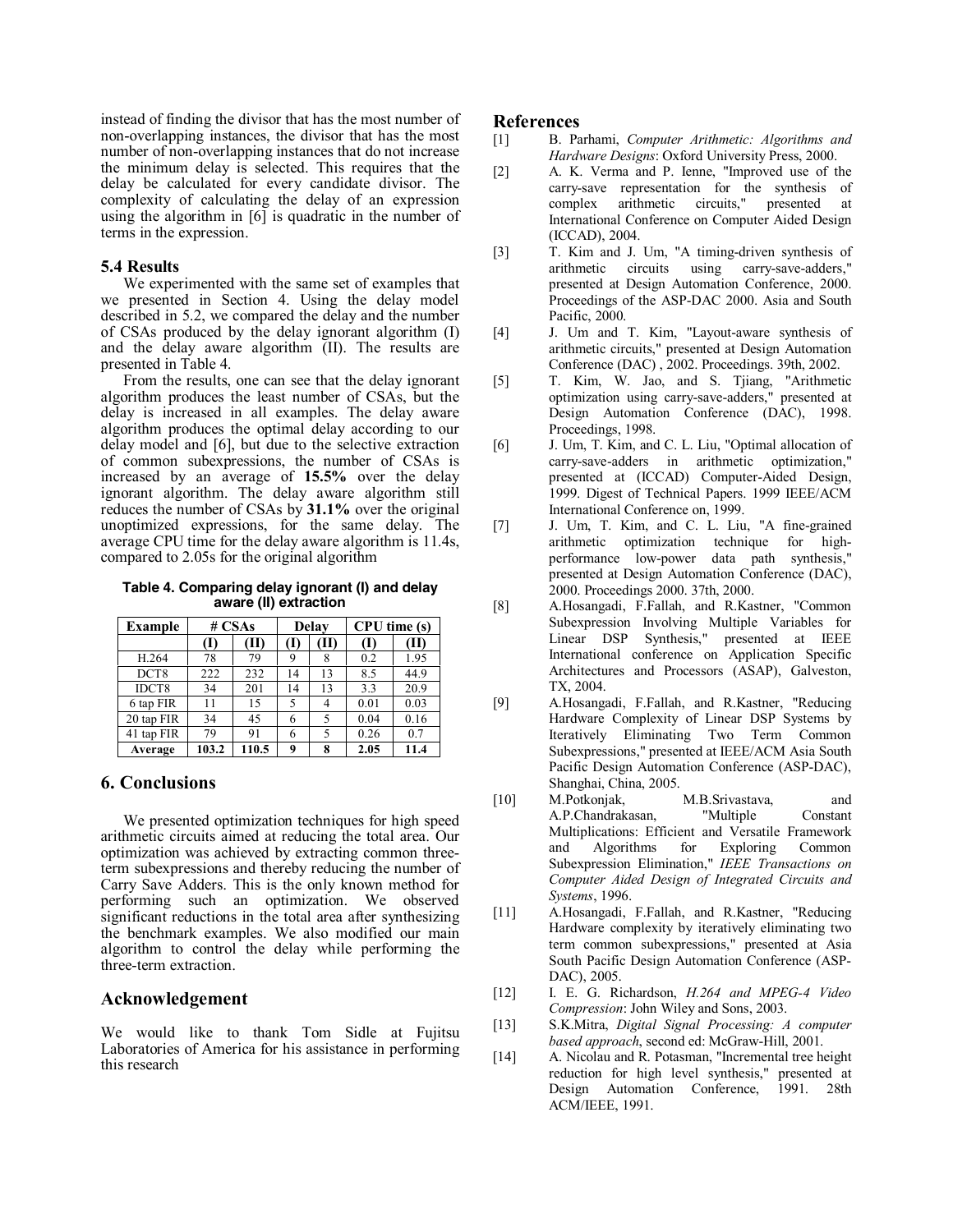instead of finding the divisor that has the most number of non-overlapping instances, the divisor that has the most number of non-overlapping instances that do not increase the minimum delay is selected. This requires that the delay be calculated for every candidate divisor. The complexity of calculating the delay of an expression using the algorithm in [6] is quadratic in the number of terms in the expression.

### 5.4 Results

We experimented with the same set of examples that we presented in Section 4. Using the delay model described in 5.2, we compared the delay and the number of CSAs produced by the delay ignorant algorithm (I) and the delay aware algorithm (II). The results are presented in Table 4.

From the results, one can see that the delay ignorant algorithm produces the least number of CSAs, but the delay is increased in all examples. The delay aware algorithm produces the optimal delay according to our delay model and [6], but due to the selective extraction of common subexpressions, the number of CSAs is increased by an average of **15.5%** over the delay ignorant algorithm. The delay aware algorithm still reduces the number of CSAs by **31.1%** over the original unoptimized expressions, for the same delay. The average CPU time for the delay aware algorithm is 11.4s, compared to 2.05s for the original algorithm

**Table 4. Comparing delay ignorant (I) and delay aware (II) extraction**

| Example | # CSAs | | Delay | | CPU time (s) | |
|---|---|---|---|---|---|---|
| | (I) | (II) | (I) | (II) | (I) | (II) |
| H.264 | 78 | 79 | 9 | 8 | 0.2 | 1.95 |
| DCT8 | 222 | 232 | 14 | 13 | 8.5 | 44.9 |
| IDCT8 | 34 | 201 | 14 | 13 | 3.3 | 20.9 |
| 6 tap FIR | 11 | 15 | 5 | 4 | 0.01 | 0.03 |
| 20 tap FIR | 34 | 45 | 6 | 5 | 0.04 | 0.16 |
| 41 tap FIR | 79 | 91 | 6 | 5 | 0.26 | 0.7 |
| **Average** | **103.2** | **110.5** | **9** | **8** | **2.05** | **11.4** |

## 6. Conclusions

We presented optimization techniques for high speed arithmetic circuits aimed at reducing the total area. Our optimization was achieved by extracting common three-term subexpressions and thereby reducing the number of Carry Save Adders. This is the only known method for performing such an optimization. We observed significant reductions in the total area after synthesizing the benchmark examples. We also modified our main algorithm to control the delay while performing the three-term extraction.

## Acknowledgement

We would like to thank Tom Sidle at Fujitsu Laboratories of America for his assistance in performing this research

## References

[1] B. Parhami, *Computer Arithmetic: Algorithms and Hardware Designs*: Oxford University Press, 2000.

[2] A. K. Verma and P. Ienne, "Improved use of the carry-save representation for the synthesis of complex arithmetic circuits," presented at International Conference on Computer Aided Design (ICCAD), 2004.

[3] T. Kim and J. Um, "A timing-driven synthesis of arithmetic circuits using carry-save-adders," presented at Design Automation Conference, 2000. Proceedings of the ASP-DAC 2000. Asia and South Pacific, 2000.

[4] J. Um and T. Kim, "Layout-aware synthesis of arithmetic circuits," presented at Design Automation Conference (DAC) , 2002. Proceedings. 39th, 2002.

[5] T. Kim, W. Jao, and S. Tjiang, "Arithmetic optimization using carry-save-adders," presented at Design Automation Conference (DAC), 1998. Proceedings, 1998.

[6] J. Um, T. Kim, and C. L. Liu, "Optimal allocation of carry-save-adders in arithmetic optimization," presented at (ICCAD) Computer-Aided Design, 1999. Digest of Technical Papers. 1999 IEEE/ACM International Conference on, 1999.

[7] J. Um, T. Kim, and C. L. Liu, "A fine-grained arithmetic optimization technique for high-performance low-power data path synthesis," presented at Design Automation Conference (DAC), 2000. Proceedings 2000. 37th, 2000.

[8] A.Hosangadi, F.Fallah, and R.Kastner, "Common Subexpression Involving Multiple Variables for Linear DSP Synthesis," presented at IEEE International conference on Application Specific Architectures and Processors (ASAP), Galveston, TX, 2004.

[9] A.Hosangadi, F.Fallah, and R.Kastner, "Reducing Hardware Complexity of Linear DSP Systems by Iteratively Eliminating Two Term Common Subexpressions," presented at IEEE/ACM Asia South Pacific Design Automation Conference (ASP-DAC), Shanghai, China, 2005.

[10] M.Potkonjak, M.B.Srivastava, and A.P.Chandrakasan, "Multiple Constant Multiplications: Efficient and Versatile Framework and Algorithms for Exploring Common Subexpression Elimination," *IEEE Transactions on Computer Aided Design of Integrated Circuits and Systems*, 1996.

[11] A.Hosangadi, F.Fallah, and R.Kastner, "Reducing Hardware complexity by iteratively eliminating two term common subexpressions," presented at Asia South Pacific Design Automation Conference (ASP-DAC), 2005.

[12] I. E. G. Richardson, *H.264 and MPEG-4 Video Compression*: John Wiley and Sons, 2003.

[13] S.K.Mitra, *Digital Signal Processing: A computer based approach*, second ed: McGraw-Hill, 2001.

[14] A. Nicolau and R. Potasman, "Incremental tree height reduction for high level synthesis," presented at Design Automation Conference, 1991. 28th ACM/IEEE, 1991.